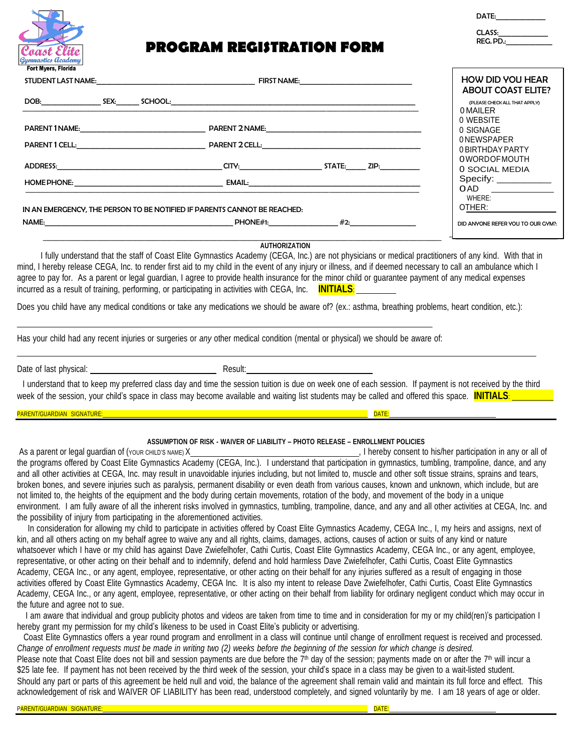Coast Elite Gymnastics Academy
Fort Myers, Florida

# PROGRAM REGISTRATION FORM

DATE:____________

CLASS:____________

REG. PD.:____________

STUDENT LAST NAME:______________________________ FIRST NAME:______________________

DOB:____________ SEX:_____ SCHOOL:__________________________________________

PARENT 1 NAME:______________________ PARENT 2 NAME:______________________________

PARENT 1 CELL:______________________ PARENT 2 CELL:______________________________

ADDRESS:______________________________ CITY:________________ STATE:_____ ZIP:_________

HOME PHONE:__________________________ EMAIL:______________________________________

IN AN EMERGENCY, THE PERSON TO BE NOTIFIED IF PARENTS CANNOT BE REACHED:

NAME:__________________________________ PHONE#1:______________ #2:______________

**HOW DID YOU HEAR ABOUT COAST ELITE?**

(PLEASE CHECK ALL THAT APPLY)

0 MAILER
0 WEBSITE
0 SIGNAGE
0 NEWSPAPER
0 BIRTHDAY PARTY
0 WORD OF MOUTH
0 SOCIAL MEDIA
Specify: ___________
0 AD ___________
WHERE:
OTHER: ___________

DID ANYONE REFER YOU TO OUR GYM?:

**AUTHORIZATION**

I fully understand that the staff of Coast Elite Gymnastics Academy (CEGA, Inc.) are not physicians or medical practitioners of any kind. With that in mind, I hereby release CEGA, Inc. to render first aid to my child in the event of any injury or illness, and if deemed necessary to call an ambulance which I agree to pay for. As a parent or legal guardian, I agree to provide health insurance for the minor child or guarantee payment of any medical expenses incurred as a result of training, performing, or participating in activities with CEGA, Inc. **INITIALS**: _________

Does you child have any medical conditions or take any medications we should be aware of? (ex.: asthma, breathing problems, heart condition, etc.):

______________________________________________________________________

Has your child had any recent injuries or surgeries or *any* other medical condition (mental or physical) we should be aware of:

______________________________________________________________________

Date of last physical: ______________________ Result:______________________

I understand that to keep my preferred class day and time the session tuition is due on week one of each session. If payment is not received by the third week of the session, your child's space in class may become available and waiting list students may be called and offered this space. **INITIALS**: _________

PARENT/GUARDIAN SIGNATURE:________________________________________ DATE:____________________

**ASSUMPTION OF RISK - WAIVER OF LIABILITY – PHOTO RELEASE – ENROLLMENT POLICIES**

As a parent or legal guardian of (YOUR CHILD'S NAME) X________________________________, I hereby consent to his/her participation in any or all of the programs offered by Coast Elite Gymnastics Academy (CEGA, Inc.). I understand that participation in gymnastics, tumbling, trampoline, dance, and any and all other activities at CEGA, Inc. may result in unavoidable injuries including, but not limited to, muscle and other soft tissue strains, sprains and tears, broken bones, and severe injuries such as paralysis, permanent disability or even death from various causes, known and unknown, which include, but are not limited to, the heights of the equipment and the body during certain movements, rotation of the body, and movement of the body in a unique environment. I am fully aware of all the inherent risks involved in gymnastics, tumbling, trampoline, dance, and any and all other activities at CEGA, Inc. and the possibility of injury from participating in the aforementioned activities.

In consideration for allowing my child to participate in activities offered by Coast Elite Gymnastics Academy, CEGA Inc., I, my heirs and assigns, next of kin, and all others acting on my behalf agree to waive any and all rights, claims, damages, actions, causes of action or suits of any kind or nature whatsoever which I here or my child has against Dave Zwiefelhofer, Cathi Curtis, Coast Elite Gymnastics Academy, CEGA Inc., or any agent, employee, representative, or other acting on their behalf and to indemnify, defend and hold harmless Dave Zwiefelhofer, Cathi Curtis, Coast Elite Gymnastics Academy, CEGA Inc., or any agent, employee, representative, or other acting on their behalf for any injuries suffered as a result of engaging in those activities offered by Coast Elite Gymnastics Academy, CEGA Inc. It is also my intent to release Dave Zwiefelhofer, Cathi Curtis, Coast Elite Gymnastics Academy, CEGA Inc., or any agent, employee, representative, or other acting on their behalf from liability for ordinary negligent conduct which may occur in the future and agree not to sue.

I am aware that individual and group publicity photos and videos are taken from time to time and in consideration for my or my child(ren)'s participation I hereby grant my permission for my child's likeness to be used in Coast Elite's publicity or advertising.

Coast Elite Gymnastics offers a year round program and enrollment in a class will continue until change of enrollment request is received and processed. *Change of enrollment requests must be made in writing two (2) weeks before the beginning of the session for which change is desired.* Please note that Coast Elite does not bill and session payments are due before the 7th day of the session; payments made on or after the 7th will incur a $25 late fee. If payment has not been received by the third week of the session, your child's space in a class may be given to a wait-listed student. Should any part or parts of this agreement be held null and void, the balance of the agreement shall remain valid and maintain its full force and effect. This acknowledgement of risk and WAIVER OF LIABILITY has been read, understood completely, and signed voluntarily by me. I am 18 years of age or older.

PARENT/GUARDIAN SIGNATURE:________________________________________ DATE:____________________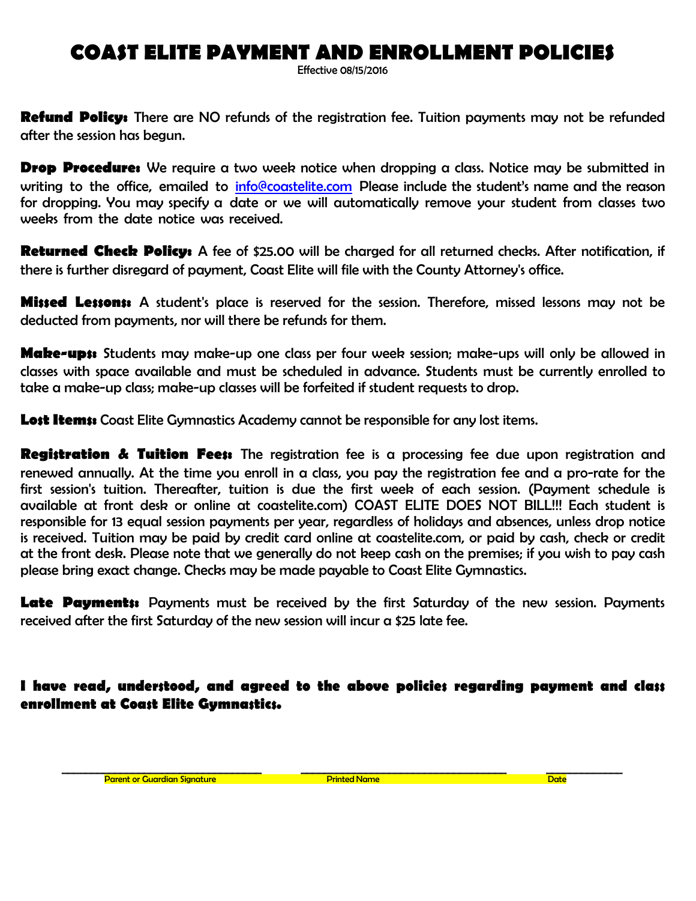# COAST ELITE PAYMENT AND ENROLLMENT POLICIES

Effective 08/15/2016

**Refund Policy:** There are NO refunds of the registration fee. Tuition payments may not be refunded after the session has begun.

**Drop Procedure:** We require a two week notice when dropping a class. Notice may be submitted in writing to the office, emailed to info@coastelite.com Please include the student's name and the reason for dropping. You may specify a date or we will automatically remove your student from classes two weeks from the date notice was received.

**Returned Check Policy:** A fee of $25.00 will be charged for all returned checks. After notification, if there is further disregard of payment, Coast Elite will file with the County Attorney's office.

**Missed Lessons:** A student's place is reserved for the session. Therefore, missed lessons may not be deducted from payments, nor will there be refunds for them.

**Make-ups:** Students may make-up one class per four week session; make-ups will only be allowed in classes with space available and must be scheduled in advance. Students must be currently enrolled to take a make-up class; make-up classes will be forfeited if student requests to drop.

**Lost Items:** Coast Elite Gymnastics Academy cannot be responsible for any lost items.

**Registration & Tuition Fees:** The registration fee is a processing fee due upon registration and renewed annually. At the time you enroll in a class, you pay the registration fee and a pro-rate for the first session's tuition. Thereafter, tuition is due the first week of each session. (Payment schedule is available at front desk or online at coastelite.com) COAST ELITE DOES NOT BILL!!! Each student is responsible for 13 equal session payments per year, regardless of holidays and absences, unless drop notice is received. Tuition may be paid by credit card online at coastelite.com, or paid by cash, check or credit at the front desk. Please note that we generally do not keep cash on the premises; if you wish to pay cash please bring exact change. Checks may be made payable to Coast Elite Gymnastics.

**Late Payments:** Payments must be received by the first Saturday of the new session. Payments received after the first Saturday of the new session will incur a $25 late fee.

**I have read, understood, and agreed to the above policies regarding payment and class enrollment at Coast Elite Gymnastics.**

______________________________ ______________________________ ____________

Parent or Guardian Signature Printed Name Date